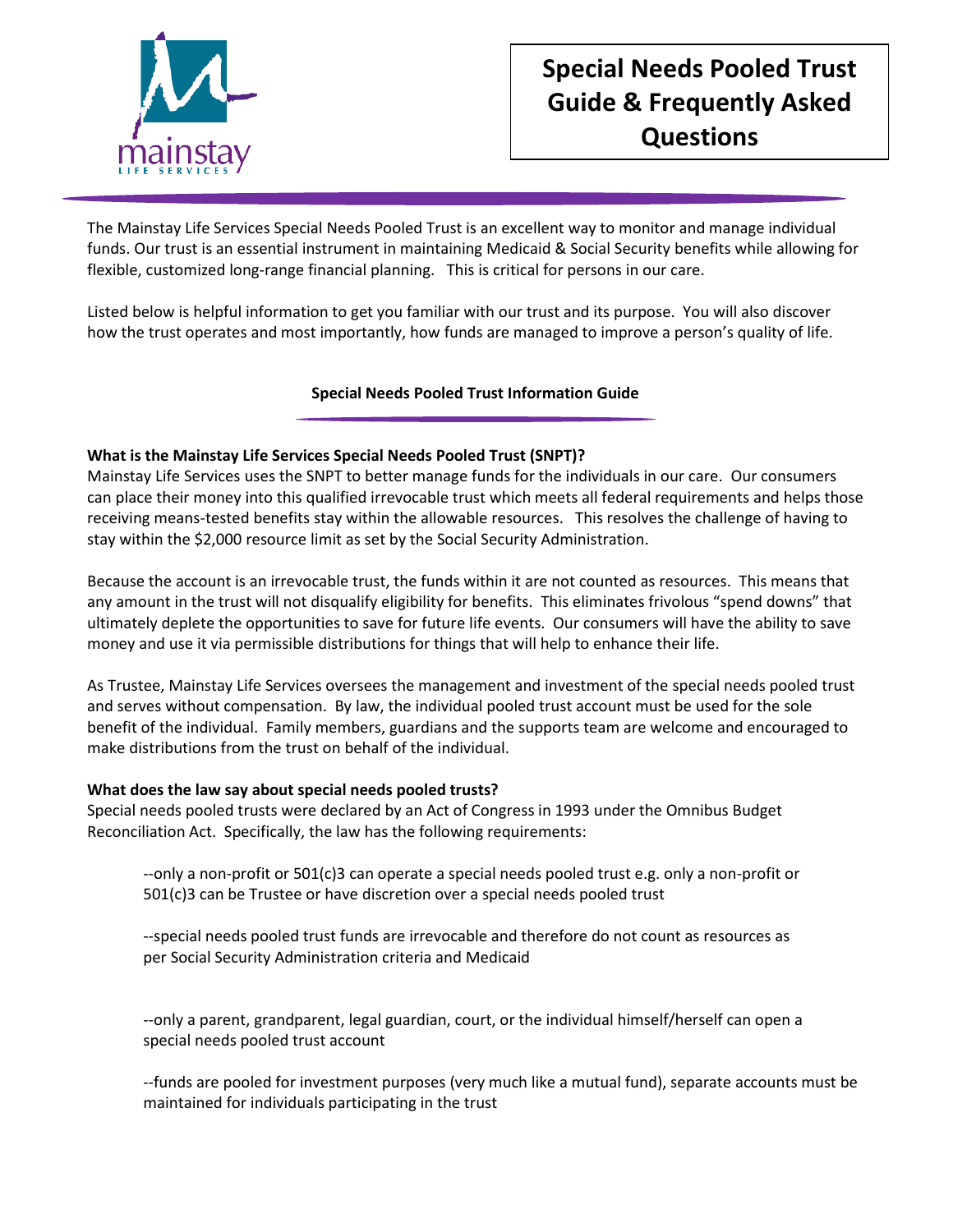# Special Needs Pooled Trust Guide & Frequently Asked Questions

The Mainstay Life Services Special Needs Pooled Trust is an excellent way to monitor and manage individual funds. Our trust is an essential instrument in maintaining Medicaid & Social Security benefits while allowing for flexible, customized long-range financial planning. This is critical for persons in our care.

Listed below is helpful information to get you familiar with our trust and its purpose. You will also discover how the trust operates and most importantly, how funds are managed to improve a person's quality of life.

## Special Needs Pooled Trust Information Guide

**What is the Mainstay Life Services Special Needs Pooled Trust (SNPT)?**

Mainstay Life Services uses the SNPT to better manage funds for the individuals in our care. Our consumers can place their money into this qualified irrevocable trust which meets all federal requirements and helps those receiving means-tested benefits stay within the allowable resources. This resolves the challenge of having to stay within the $2,000 resource limit as set by the Social Security Administration.

Because the account is an irrevocable trust, the funds within it are not counted as resources. This means that any amount in the trust will not disqualify eligibility for benefits. This eliminates frivolous "spend downs" that ultimately deplete the opportunities to save for future life events. Our consumers will have the ability to save money and use it via permissible distributions for things that will help to enhance their life.

As Trustee, Mainstay Life Services oversees the management and investment of the special needs pooled trust and serves without compensation. By law, the individual pooled trust account must be used for the sole benefit of the individual. Family members, guardians and the supports team are welcome and encouraged to make distributions from the trust on behalf of the individual.

**What does the law say about special needs pooled trusts?**

Special needs pooled trusts were declared by an Act of Congress in 1993 under the Omnibus Budget Reconciliation Act. Specifically, the law has the following requirements:

--only a non-profit or 501(c)3 can operate a special needs pooled trust e.g. only a non-profit or 501(c)3 can be Trustee or have discretion over a special needs pooled trust

--special needs pooled trust funds are irrevocable and therefore do not count as resources as per Social Security Administration criteria and Medicaid

--only a parent, grandparent, legal guardian, court, or the individual himself/herself can open a special needs pooled trust account

--funds are pooled for investment purposes (very much like a mutual fund), separate accounts must be maintained for individuals participating in the trust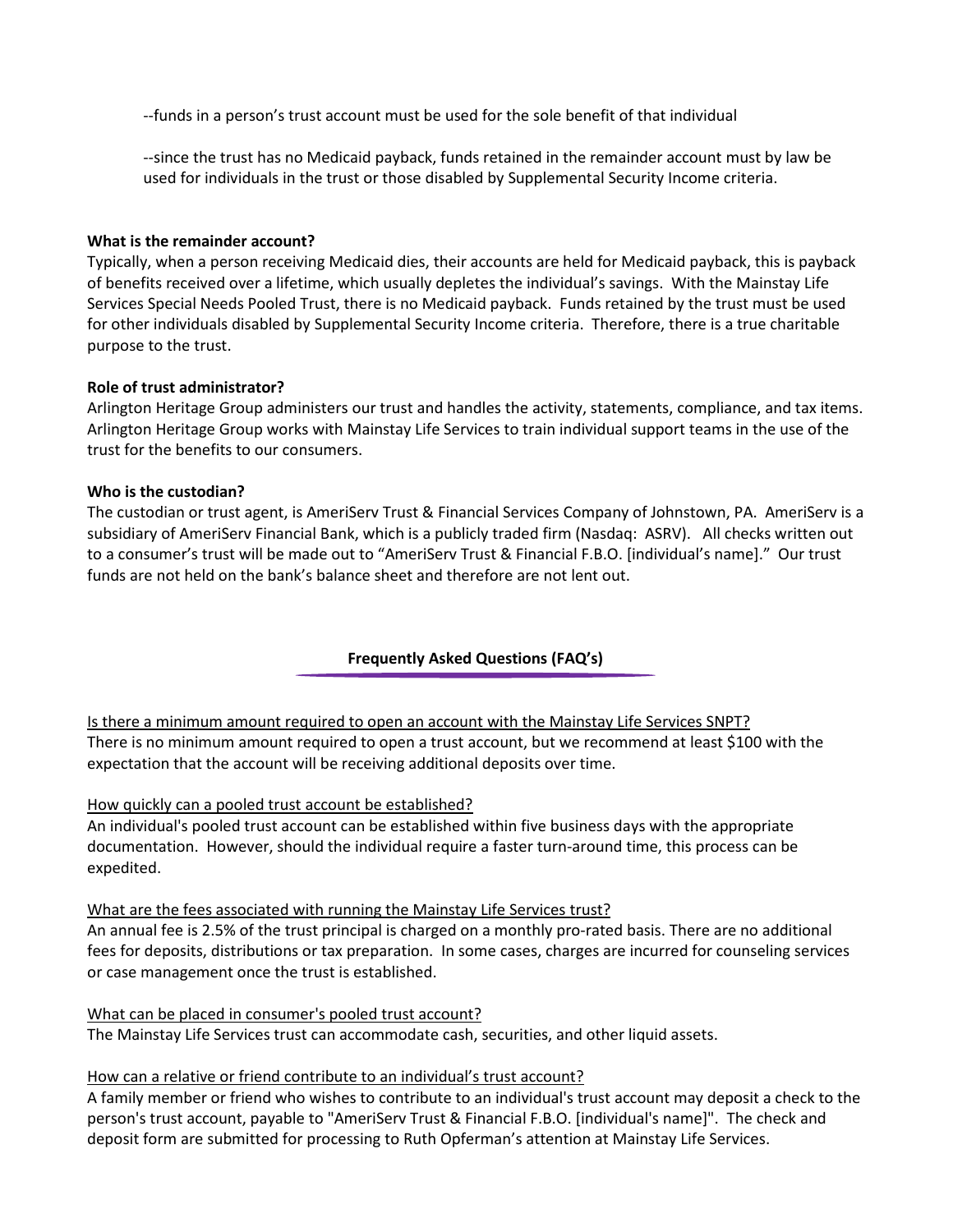--funds in a person's trust account must be used for the sole benefit of that individual

--since the trust has no Medicaid payback, funds retained in the remainder account must by law be used for individuals in the trust or those disabled by Supplemental Security Income criteria.

**What is the remainder account?**

Typically, when a person receiving Medicaid dies, their accounts are held for Medicaid payback, this is payback of benefits received over a lifetime, which usually depletes the individual's savings. With the Mainstay Life Services Special Needs Pooled Trust, there is no Medicaid payback. Funds retained by the trust must be used for other individuals disabled by Supplemental Security Income criteria. Therefore, there is a true charitable purpose to the trust.

**Role of trust administrator?**

Arlington Heritage Group administers our trust and handles the activity, statements, compliance, and tax items. Arlington Heritage Group works with Mainstay Life Services to train individual support teams in the use of the trust for the benefits to our consumers.

**Who is the custodian?**

The custodian or trust agent, is AmeriServ Trust & Financial Services Company of Johnstown, PA. AmeriServ is a subsidiary of AmeriServ Financial Bank, which is a publicly traded firm (Nasdaq: ASRV). All checks written out to a consumer's trust will be made out to "AmeriServ Trust & Financial F.B.O. [individual's name]." Our trust funds are not held on the bank's balance sheet and therefore are not lent out.

## Frequently Asked Questions (FAQ's)

<u>Is there a minimum amount required to open an account with the Mainstay Life Services SNPT?</u>

There is no minimum amount required to open a trust account, but we recommend at least $100 with the expectation that the account will be receiving additional deposits over time.

<u>How quickly can a pooled trust account be established?</u>

An individual's pooled trust account can be established within five business days with the appropriate documentation. However, should the individual require a faster turn-around time, this process can be expedited.

<u>What are the fees associated with running the Mainstay Life Services trust?</u>

An annual fee is 2.5% of the trust principal is charged on a monthly pro-rated basis. There are no additional fees for deposits, distributions or tax preparation. In some cases, charges are incurred for counseling services or case management once the trust is established.

<u>What can be placed in consumer's pooled trust account?</u>

The Mainstay Life Services trust can accommodate cash, securities, and other liquid assets.

<u>How can a relative or friend contribute to an individual's trust account?</u>

A family member or friend who wishes to contribute to an individual's trust account may deposit a check to the person's trust account, payable to "AmeriServ Trust & Financial F.B.O. [individual's name]". The check and deposit form are submitted for processing to Ruth Opferman's attention at Mainstay Life Services.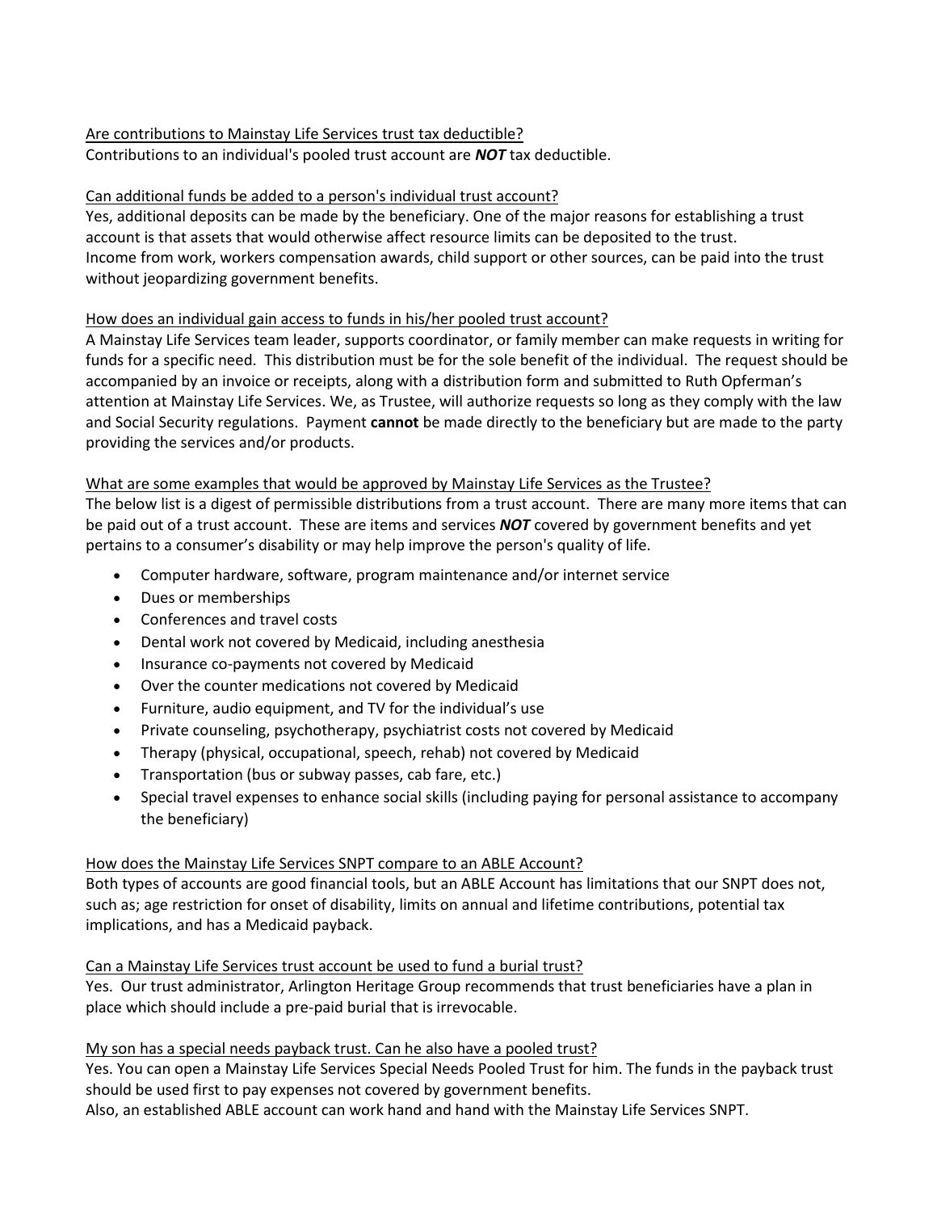Are contributions to Mainstay Life Services trust tax deductible?

Contributions to an individual's pooled trust account are ***NOT*** tax deductible.

Can additional funds be added to a person's individual trust account?

Yes, additional deposits can be made by the beneficiary. One of the major reasons for establishing a trust account is that assets that would otherwise affect resource limits can be deposited to the trust. Income from work, workers compensation awards, child support or other sources, can be paid into the trust without jeopardizing government benefits.

How does an individual gain access to funds in his/her pooled trust account?

A Mainstay Life Services team leader, supports coordinator, or family member can make requests in writing for funds for a specific need. This distribution must be for the sole benefit of the individual. The request should be accompanied by an invoice or receipts, along with a distribution form and submitted to Ruth Opferman's attention at Mainstay Life Services. We, as Trustee, will authorize requests so long as they comply with the law and Social Security regulations. Payment **cannot** be made directly to the beneficiary but are made to the party providing the services and/or products.

What are some examples that would be approved by Mainstay Life Services as the Trustee?

The below list is a digest of permissible distributions from a trust account. There are many more items that can be paid out of a trust account. These are items and services ***NOT*** covered by government benefits and yet pertains to a consumer's disability or may help improve the person's quality of life.

- Computer hardware, software, program maintenance and/or internet service
- Dues or memberships
- Conferences and travel costs
- Dental work not covered by Medicaid, including anesthesia
- Insurance co-payments not covered by Medicaid
- Over the counter medications not covered by Medicaid
- Furniture, audio equipment, and TV for the individual's use
- Private counseling, psychotherapy, psychiatrist costs not covered by Medicaid
- Therapy (physical, occupational, speech, rehab) not covered by Medicaid
- Transportation (bus or subway passes, cab fare, etc.)
- Special travel expenses to enhance social skills (including paying for personal assistance to accompany the beneficiary)

How does the Mainstay Life Services SNPT compare to an ABLE Account?

Both types of accounts are good financial tools, but an ABLE Account has limitations that our SNPT does not, such as; age restriction for onset of disability, limits on annual and lifetime contributions, potential tax implications, and has a Medicaid payback.

Can a Mainstay Life Services trust account be used to fund a burial trust?

Yes. Our trust administrator, Arlington Heritage Group recommends that trust beneficiaries have a plan in place which should include a pre-paid burial that is irrevocable.

My son has a special needs payback trust. Can he also have a pooled trust?

Yes. You can open a Mainstay Life Services Special Needs Pooled Trust for him. The funds in the payback trust should be used first to pay expenses not covered by government benefits.
Also, an established ABLE account can work hand and hand with the Mainstay Life Services SNPT.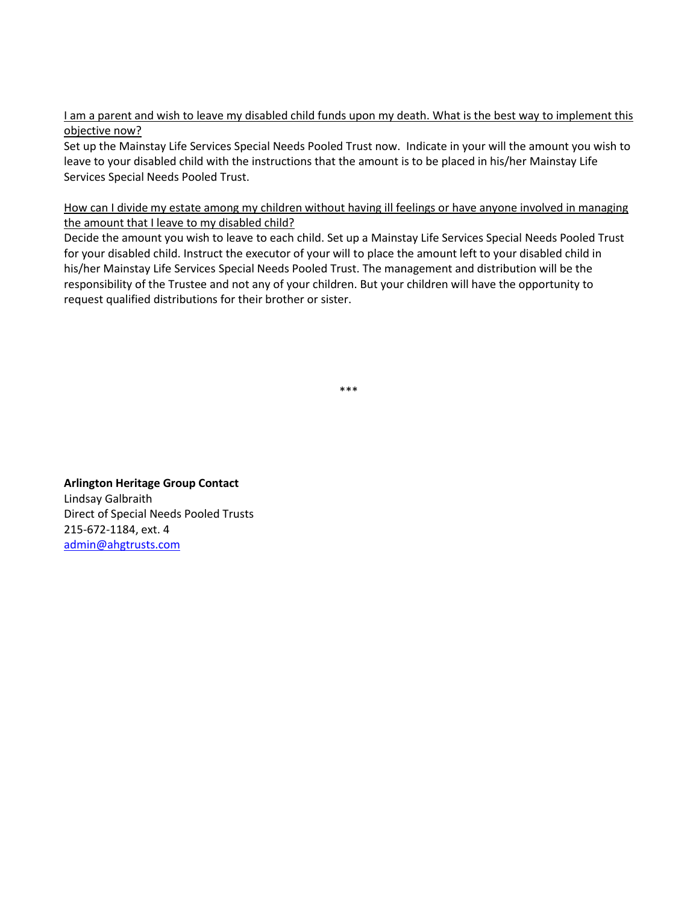<u>I am a parent and wish to leave my disabled child funds upon my death. What is the best way to implement this objective now?</u>

Set up the Mainstay Life Services Special Needs Pooled Trust now. Indicate in your will the amount you wish to leave to your disabled child with the instructions that the amount is to be placed in his/her Mainstay Life Services Special Needs Pooled Trust.

<u>How can I divide my estate among my children without having ill feelings or have anyone involved in managing the amount that I leave to my disabled child?</u>

Decide the amount you wish to leave to each child. Set up a Mainstay Life Services Special Needs Pooled Trust for your disabled child. Instruct the executor of your will to place the amount left to your disabled child in his/her Mainstay Life Services Special Needs Pooled Trust. The management and distribution will be the responsibility of the Trustee and not any of your children. But your children will have the opportunity to request qualified distributions for their brother or sister.

***

**Arlington Heritage Group Contact**
Lindsay Galbraith
Direct of Special Needs Pooled Trusts
215-672-1184, ext. 4
admin@ahgtrusts.com